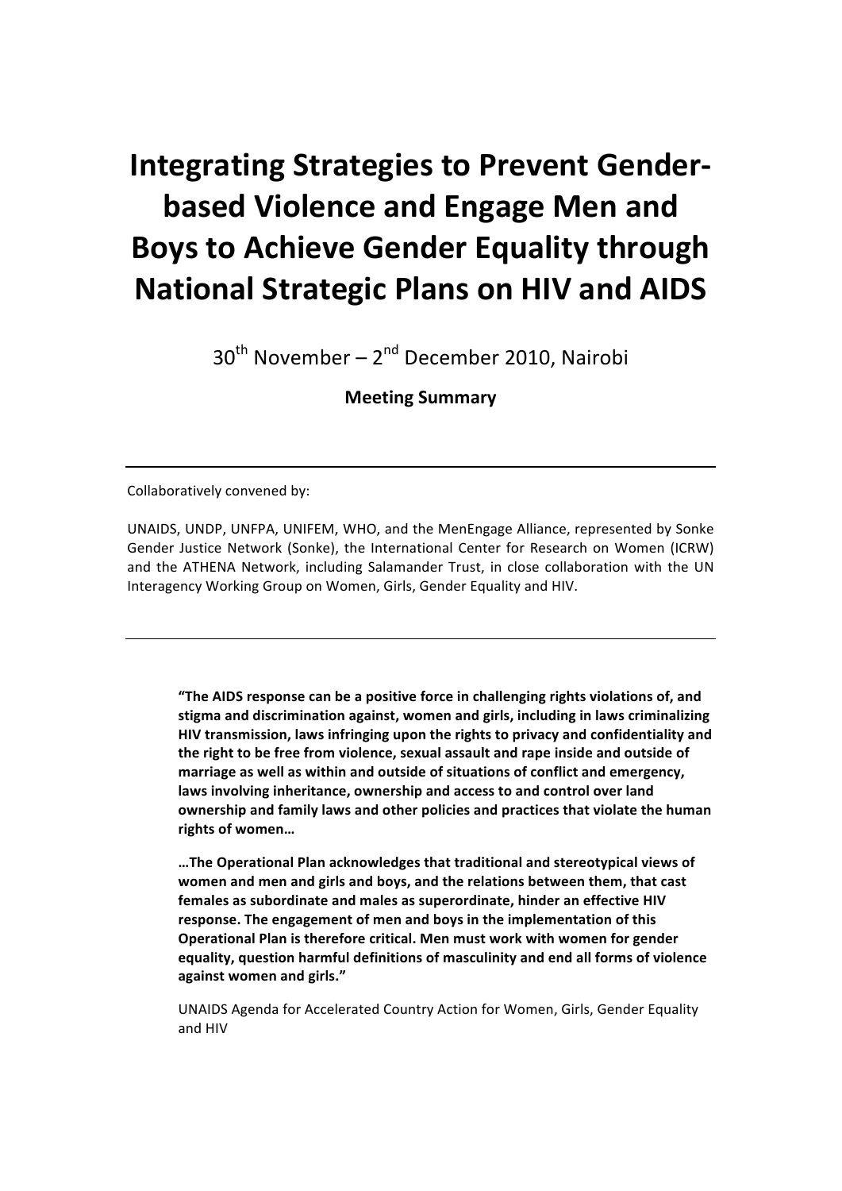# Integrating Strategies to Prevent Gender-based Violence and Engage Men and Boys to Achieve Gender Equality through National Strategic Plans on HIV and AIDS

30th November – 2nd December 2010, Nairobi

**Meeting Summary**

---

Collaboratively convened by:

UNAIDS, UNDP, UNFPA, UNIFEM, WHO, and the MenEngage Alliance, represented by Sonke Gender Justice Network (Sonke), the International Center for Research on Women (ICRW) and the ATHENA Network, including Salamander Trust, in close collaboration with the UN Interagency Working Group on Women, Girls, Gender Equality and HIV.

---

> **"The AIDS response can be a positive force in challenging rights violations of, and stigma and discrimination against, women and girls, including in laws criminalizing HIV transmission, laws infringing upon the rights to privacy and confidentiality and the right to be free from violence, sexual assault and rape inside and outside of marriage as well as within and outside of situations of conflict and emergency, laws involving inheritance, ownership and access to and control over land ownership and family laws and other policies and practices that violate the human rights of women…**
>
> **…The Operational Plan acknowledges that traditional and stereotypical views of women and men and girls and boys, and the relations between them, that cast females as subordinate and males as superordinate, hinder an effective HIV response. The engagement of men and boys in the implementation of this Operational Plan is therefore critical. Men must work with women for gender equality, question harmful definitions of masculinity and end all forms of violence against women and girls."**
>
> UNAIDS Agenda for Accelerated Country Action for Women, Girls, Gender Equality and HIV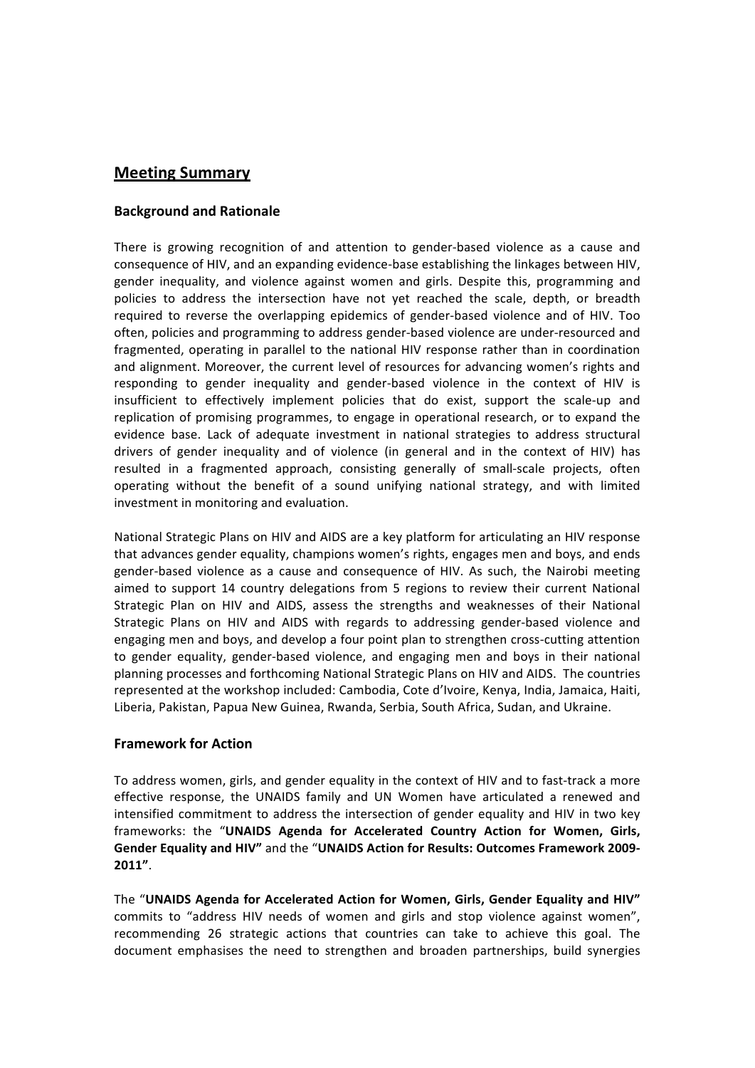## Meeting Summary

### Background and Rationale

There is growing recognition of and attention to gender-based violence as a cause and consequence of HIV, and an expanding evidence-base establishing the linkages between HIV, gender inequality, and violence against women and girls. Despite this, programming and policies to address the intersection have not yet reached the scale, depth, or breadth required to reverse the overlapping epidemics of gender-based violence and of HIV. Too often, policies and programming to address gender-based violence are under-resourced and fragmented, operating in parallel to the national HIV response rather than in coordination and alignment. Moreover, the current level of resources for advancing women's rights and responding to gender inequality and gender-based violence in the context of HIV is insufficient to effectively implement policies that do exist, support the scale-up and replication of promising programmes, to engage in operational research, or to expand the evidence base. Lack of adequate investment in national strategies to address structural drivers of gender inequality and of violence (in general and in the context of HIV) has resulted in a fragmented approach, consisting generally of small-scale projects, often operating without the benefit of a sound unifying national strategy, and with limited investment in monitoring and evaluation.

National Strategic Plans on HIV and AIDS are a key platform for articulating an HIV response that advances gender equality, champions women's rights, engages men and boys, and ends gender-based violence as a cause and consequence of HIV. As such, the Nairobi meeting aimed to support 14 country delegations from 5 regions to review their current National Strategic Plan on HIV and AIDS, assess the strengths and weaknesses of their National Strategic Plans on HIV and AIDS with regards to addressing gender-based violence and engaging men and boys, and develop a four point plan to strengthen cross-cutting attention to gender equality, gender-based violence, and engaging men and boys in their national planning processes and forthcoming National Strategic Plans on HIV and AIDS. The countries represented at the workshop included: Cambodia, Cote d'Ivoire, Kenya, India, Jamaica, Haiti, Liberia, Pakistan, Papua New Guinea, Rwanda, Serbia, South Africa, Sudan, and Ukraine.

### Framework for Action

To address women, girls, and gender equality in the context of HIV and to fast-track a more effective response, the UNAIDS family and UN Women have articulated a renewed and intensified commitment to address the intersection of gender equality and HIV in two key frameworks: the "**UNAIDS Agenda for Accelerated Country Action for Women, Girls, Gender Equality and HIV"** and the "**UNAIDS Action for Results: Outcomes Framework 2009-2011"**.

The "**UNAIDS Agenda for Accelerated Action for Women, Girls, Gender Equality and HIV"** commits to "address HIV needs of women and girls and stop violence against women", recommending 26 strategic actions that countries can take to achieve this goal. The document emphasises the need to strengthen and broaden partnerships, build synergies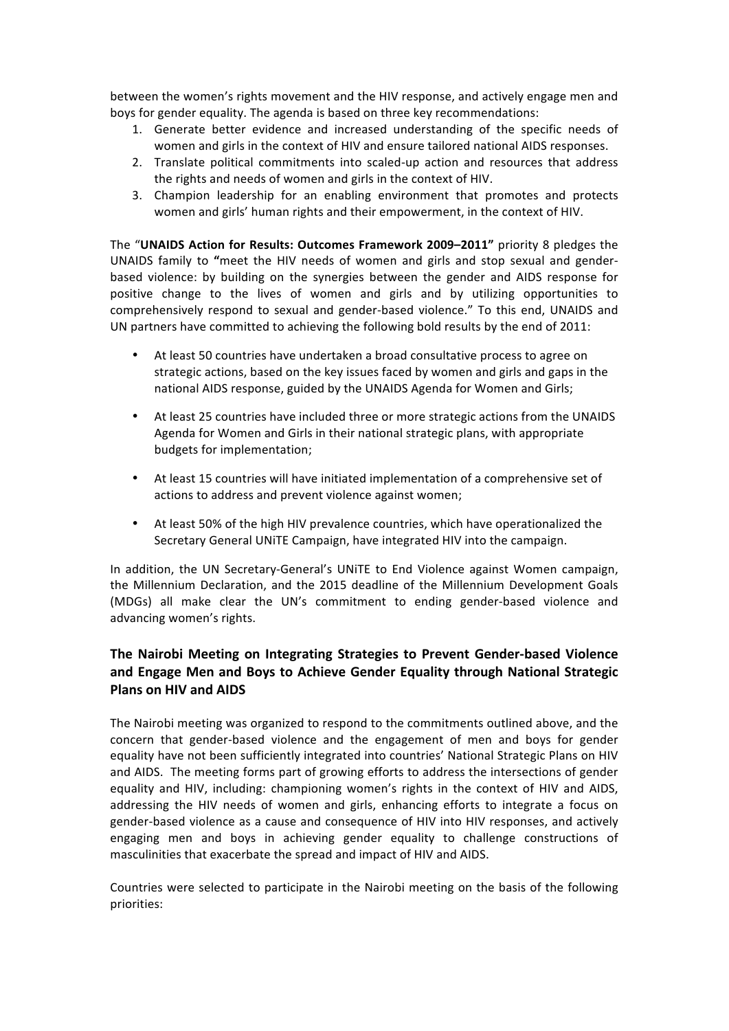between the women's rights movement and the HIV response, and actively engage men and boys for gender equality. The agenda is based on three key recommendations:

1. Generate better evidence and increased understanding of the specific needs of women and girls in the context of HIV and ensure tailored national AIDS responses.
2. Translate political commitments into scaled-up action and resources that address the rights and needs of women and girls in the context of HIV.
3. Champion leadership for an enabling environment that promotes and protects women and girls' human rights and their empowerment, in the context of HIV.

The "**UNAIDS Action for Results: Outcomes Framework 2009–2011"** priority 8 pledges the UNAIDS family to **"**meet the HIV needs of women and girls and stop sexual and gender-based violence: by building on the synergies between the gender and AIDS response for positive change to the lives of women and girls and by utilizing opportunities to comprehensively respond to sexual and gender-based violence." To this end, UNAIDS and UN partners have committed to achieving the following bold results by the end of 2011:

- At least 50 countries have undertaken a broad consultative process to agree on strategic actions, based on the key issues faced by women and girls and gaps in the national AIDS response, guided by the UNAIDS Agenda for Women and Girls;
- At least 25 countries have included three or more strategic actions from the UNAIDS Agenda for Women and Girls in their national strategic plans, with appropriate budgets for implementation;
- At least 15 countries will have initiated implementation of a comprehensive set of actions to address and prevent violence against women;
- At least 50% of the high HIV prevalence countries, which have operationalized the Secretary General UNiTE Campaign, have integrated HIV into the campaign.

In addition, the UN Secretary-General's UNiTE to End Violence against Women campaign, the Millennium Declaration, and the 2015 deadline of the Millennium Development Goals (MDGs) all make clear the UN's commitment to ending gender-based violence and advancing women's rights.

## The Nairobi Meeting on Integrating Strategies to Prevent Gender-based Violence and Engage Men and Boys to Achieve Gender Equality through National Strategic Plans on HIV and AIDS

The Nairobi meeting was organized to respond to the commitments outlined above, and the concern that gender-based violence and the engagement of men and boys for gender equality have not been sufficiently integrated into countries' National Strategic Plans on HIV and AIDS. The meeting forms part of growing efforts to address the intersections of gender equality and HIV, including: championing women's rights in the context of HIV and AIDS, addressing the HIV needs of women and girls, enhancing efforts to integrate a focus on gender-based violence as a cause and consequence of HIV into HIV responses, and actively engaging men and boys in achieving gender equality to challenge constructions of masculinities that exacerbate the spread and impact of HIV and AIDS.

Countries were selected to participate in the Nairobi meeting on the basis of the following priorities: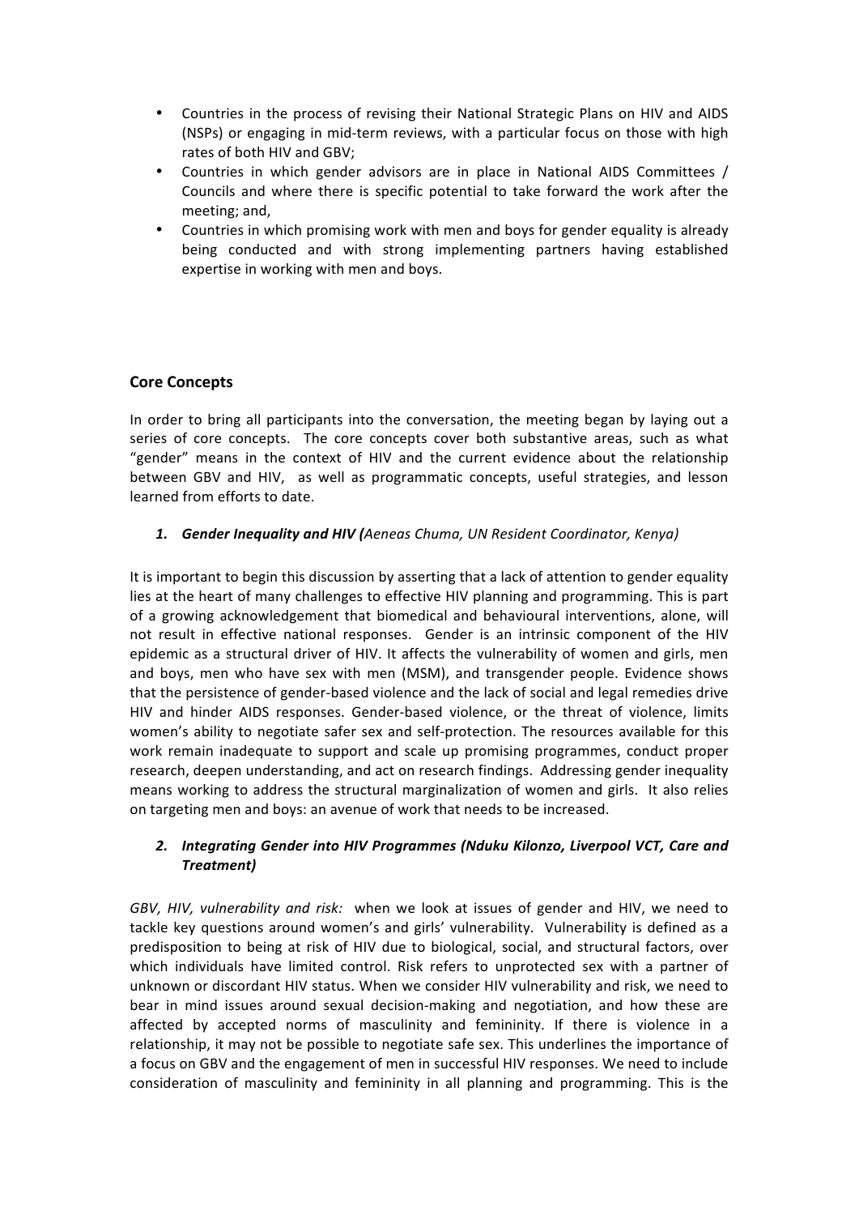- Countries in the process of revising their National Strategic Plans on HIV and AIDS (NSPs) or engaging in mid-term reviews, with a particular focus on those with high rates of both HIV and GBV;
- Countries in which gender advisors are in place in National AIDS Committees / Councils and where there is specific potential to take forward the work after the meeting; and,
- Countries in which promising work with men and boys for gender equality is already being conducted and with strong implementing partners having established expertise in working with men and boys.

## Core Concepts

In order to bring all participants into the conversation, the meeting began by laying out a series of core concepts. The core concepts cover both substantive areas, such as what "gender" means in the context of HIV and the current evidence about the relationship between GBV and HIV, as well as programmatic concepts, useful strategies, and lesson learned from efforts to date.

1. ***Gender Inequality and HIV (****Aeneas Chuma, UN Resident Coordinator, Kenya)*

It is important to begin this discussion by asserting that a lack of attention to gender equality lies at the heart of many challenges to effective HIV planning and programming. This is part of a growing acknowledgement that biomedical and behavioural interventions, alone, will not result in effective national responses. Gender is an intrinsic component of the HIV epidemic as a structural driver of HIV. It affects the vulnerability of women and girls, men and boys, men who have sex with men (MSM), and transgender people. Evidence shows that the persistence of gender-based violence and the lack of social and legal remedies drive HIV and hinder AIDS responses. Gender-based violence, or the threat of violence, limits women's ability to negotiate safer sex and self-protection. The resources available for this work remain inadequate to support and scale up promising programmes, conduct proper research, deepen understanding, and act on research findings. Addressing gender inequality means working to address the structural marginalization of women and girls. It also relies on targeting men and boys: an avenue of work that needs to be increased.

2. ***Integrating Gender into HIV Programmes (Nduku Kilonzo, Liverpool VCT, Care and Treatment)***

*GBV, HIV, vulnerability and risk:* when we look at issues of gender and HIV, we need to tackle key questions around women's and girls' vulnerability. Vulnerability is defined as a predisposition to being at risk of HIV due to biological, social, and structural factors, over which individuals have limited control. Risk refers to unprotected sex with a partner of unknown or discordant HIV status. When we consider HIV vulnerability and risk, we need to bear in mind issues around sexual decision-making and negotiation, and how these are affected by accepted norms of masculinity and femininity. If there is violence in a relationship, it may not be possible to negotiate safe sex. This underlines the importance of a focus on GBV and the engagement of men in successful HIV responses. We need to include consideration of masculinity and femininity in all planning and programming. This is the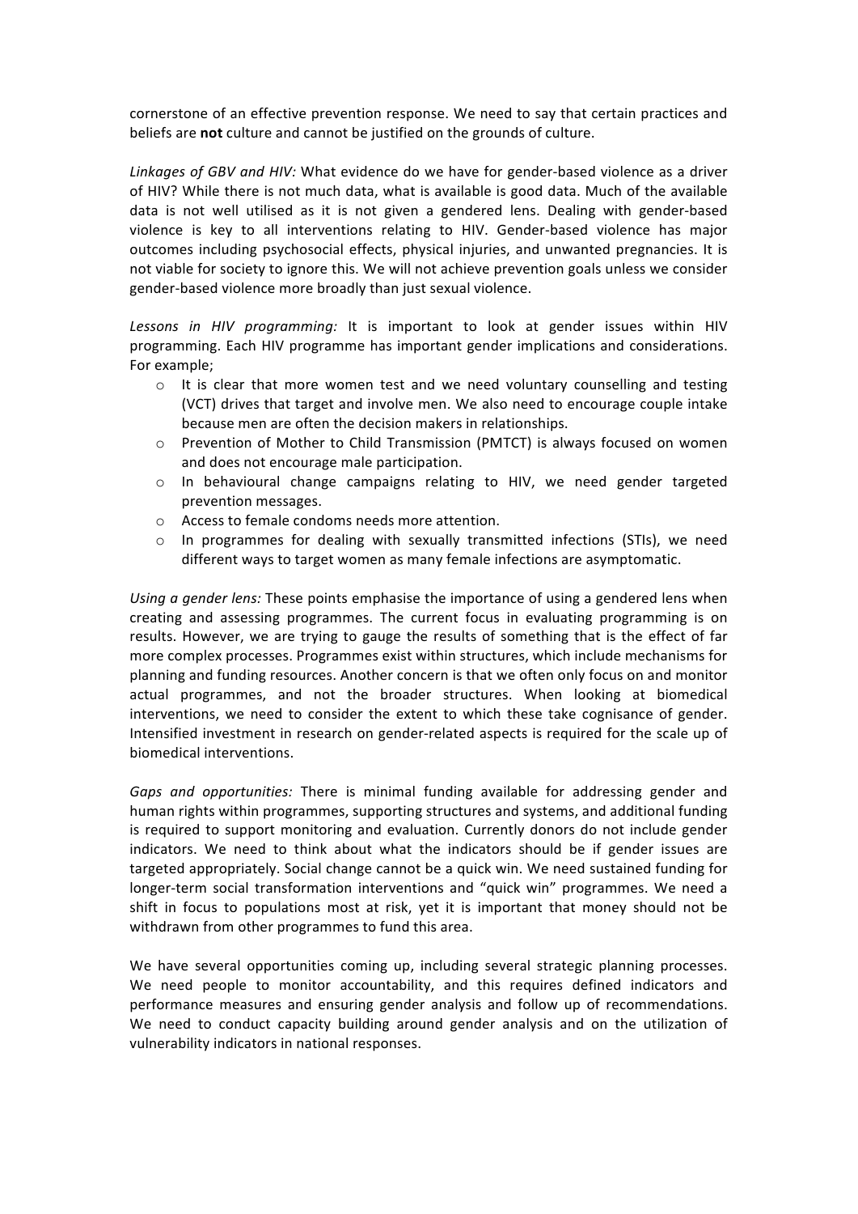cornerstone of an effective prevention response. We need to say that certain practices and beliefs are **not** culture and cannot be justified on the grounds of culture.

*Linkages of GBV and HIV:* What evidence do we have for gender-based violence as a driver of HIV? While there is not much data, what is available is good data. Much of the available data is not well utilised as it is not given a gendered lens. Dealing with gender-based violence is key to all interventions relating to HIV. Gender-based violence has major outcomes including psychosocial effects, physical injuries, and unwanted pregnancies. It is not viable for society to ignore this. We will not achieve prevention goals unless we consider gender-based violence more broadly than just sexual violence.

*Lessons in HIV programming:* It is important to look at gender issues within HIV programming. Each HIV programme has important gender implications and considerations. For example;

- It is clear that more women test and we need voluntary counselling and testing (VCT) drives that target and involve men. We also need to encourage couple intake because men are often the decision makers in relationships.
- Prevention of Mother to Child Transmission (PMTCT) is always focused on women and does not encourage male participation.
- In behavioural change campaigns relating to HIV, we need gender targeted prevention messages.
- Access to female condoms needs more attention.
- In programmes for dealing with sexually transmitted infections (STIs), we need different ways to target women as many female infections are asymptomatic.

*Using a gender lens:* These points emphasise the importance of using a gendered lens when creating and assessing programmes. The current focus in evaluating programming is on results. However, we are trying to gauge the results of something that is the effect of far more complex processes. Programmes exist within structures, which include mechanisms for planning and funding resources. Another concern is that we often only focus on and monitor actual programmes, and not the broader structures. When looking at biomedical interventions, we need to consider the extent to which these take cognisance of gender. Intensified investment in research on gender-related aspects is required for the scale up of biomedical interventions.

*Gaps and opportunities:* There is minimal funding available for addressing gender and human rights within programmes, supporting structures and systems, and additional funding is required to support monitoring and evaluation. Currently donors do not include gender indicators. We need to think about what the indicators should be if gender issues are targeted appropriately. Social change cannot be a quick win. We need sustained funding for longer-term social transformation interventions and "quick win" programmes. We need a shift in focus to populations most at risk, yet it is important that money should not be withdrawn from other programmes to fund this area.

We have several opportunities coming up, including several strategic planning processes. We need people to monitor accountability, and this requires defined indicators and performance measures and ensuring gender analysis and follow up of recommendations. We need to conduct capacity building around gender analysis and on the utilization of vulnerability indicators in national responses.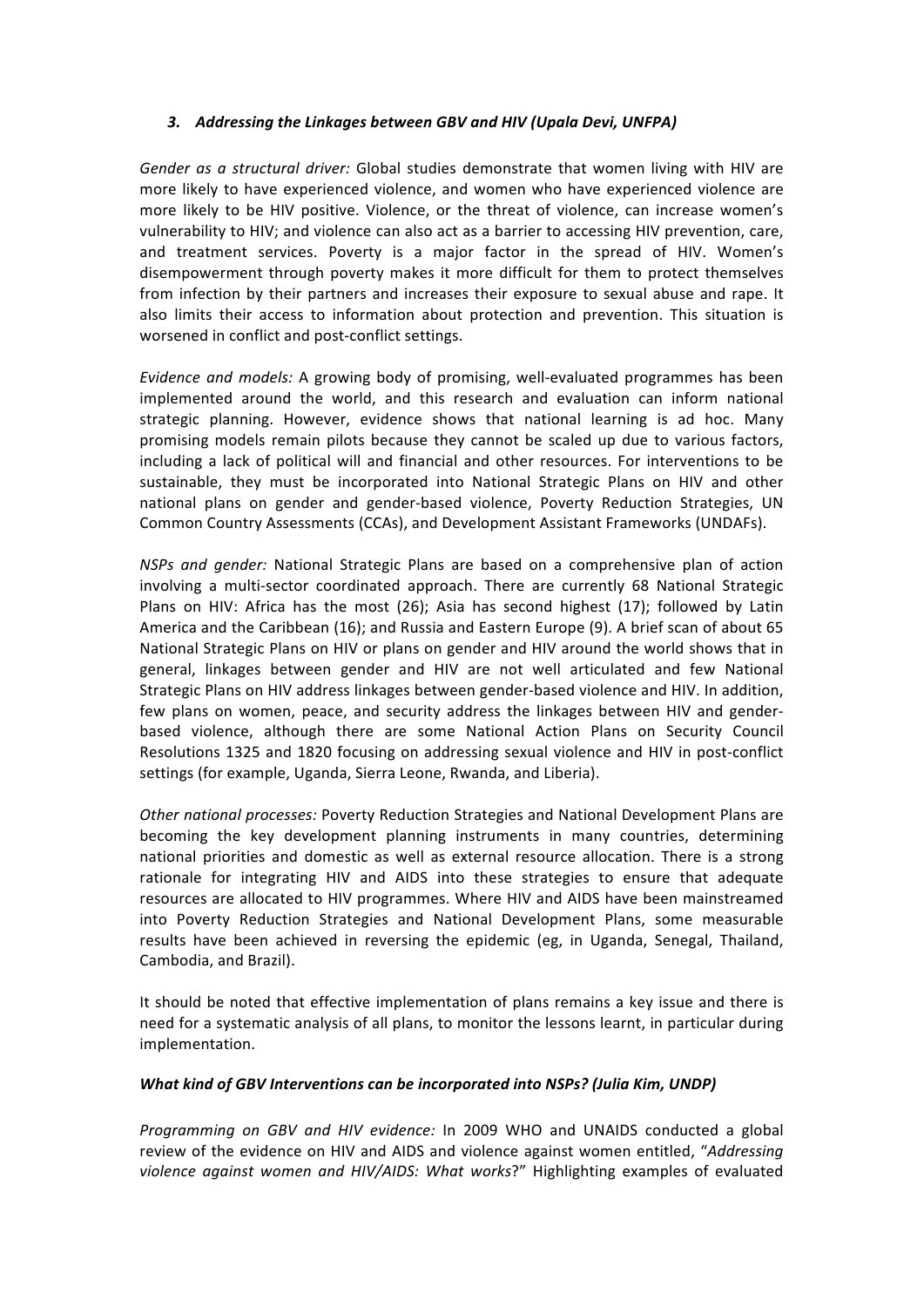### *3. Addressing the Linkages between GBV and HIV (Upala Devi, UNFPA)*

*Gender as a structural driver:* Global studies demonstrate that women living with HIV are more likely to have experienced violence, and women who have experienced violence are more likely to be HIV positive. Violence, or the threat of violence, can increase women's vulnerability to HIV; and violence can also act as a barrier to accessing HIV prevention, care, and treatment services. Poverty is a major factor in the spread of HIV. Women's disempowerment through poverty makes it more difficult for them to protect themselves from infection by their partners and increases their exposure to sexual abuse and rape. It also limits their access to information about protection and prevention. This situation is worsened in conflict and post-conflict settings.

*Evidence and models:* A growing body of promising, well-evaluated programmes has been implemented around the world, and this research and evaluation can inform national strategic planning. However, evidence shows that national learning is ad hoc. Many promising models remain pilots because they cannot be scaled up due to various factors, including a lack of political will and financial and other resources. For interventions to be sustainable, they must be incorporated into National Strategic Plans on HIV and other national plans on gender and gender-based violence, Poverty Reduction Strategies, UN Common Country Assessments (CCAs), and Development Assistant Frameworks (UNDAFs).

*NSPs and gender:* National Strategic Plans are based on a comprehensive plan of action involving a multi-sector coordinated approach. There are currently 68 National Strategic Plans on HIV: Africa has the most (26); Asia has second highest (17); followed by Latin America and the Caribbean (16); and Russia and Eastern Europe (9). A brief scan of about 65 National Strategic Plans on HIV or plans on gender and HIV around the world shows that in general, linkages between gender and HIV are not well articulated and few National Strategic Plans on HIV address linkages between gender-based violence and HIV. In addition, few plans on women, peace, and security address the linkages between HIV and gender-based violence, although there are some National Action Plans on Security Council Resolutions 1325 and 1820 focusing on addressing sexual violence and HIV in post-conflict settings (for example, Uganda, Sierra Leone, Rwanda, and Liberia).

*Other national processes:* Poverty Reduction Strategies and National Development Plans are becoming the key development planning instruments in many countries, determining national priorities and domestic as well as external resource allocation. There is a strong rationale for integrating HIV and AIDS into these strategies to ensure that adequate resources are allocated to HIV programmes. Where HIV and AIDS have been mainstreamed into Poverty Reduction Strategies and National Development Plans, some measurable results have been achieved in reversing the epidemic (eg, in Uganda, Senegal, Thailand, Cambodia, and Brazil).

It should be noted that effective implementation of plans remains a key issue and there is need for a systematic analysis of all plans, to monitor the lessons learnt, in particular during implementation.

***What kind of GBV Interventions can be incorporated into NSPs? (Julia Kim, UNDP)***

*Programming on GBV and HIV evidence:* In 2009 WHO and UNAIDS conducted a global review of the evidence on HIV and AIDS and violence against women entitled, "*Addressing violence against women and HIV/AIDS: What works*?" Highlighting examples of evaluated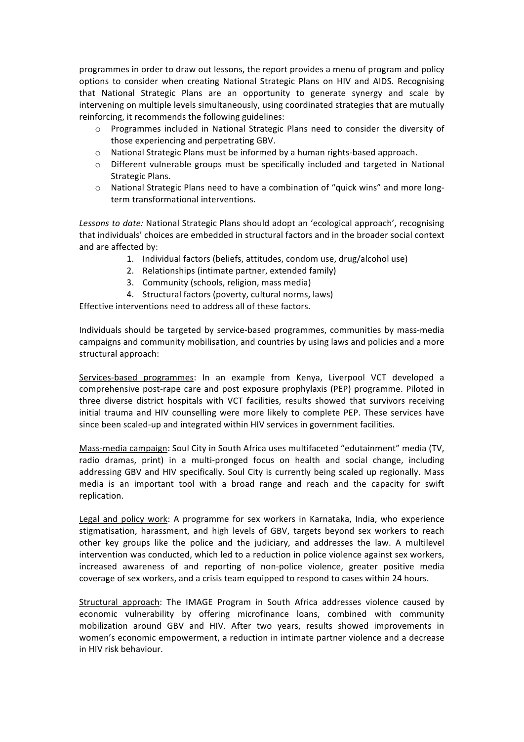programmes in order to draw out lessons, the report provides a menu of program and policy options to consider when creating National Strategic Plans on HIV and AIDS. Recognising that National Strategic Plans are an opportunity to generate synergy and scale by intervening on multiple levels simultaneously, using coordinated strategies that are mutually reinforcing, it recommends the following guidelines:

- Programmes included in National Strategic Plans need to consider the diversity of those experiencing and perpetrating GBV.
- National Strategic Plans must be informed by a human rights-based approach.
- Different vulnerable groups must be specifically included and targeted in National Strategic Plans.
- National Strategic Plans need to have a combination of "quick wins" and more long-term transformational interventions.

*Lessons to date:* National Strategic Plans should adopt an 'ecological approach', recognising that individuals' choices are embedded in structural factors and in the broader social context and are affected by:

1. Individual factors (beliefs, attitudes, condom use, drug/alcohol use)
2. Relationships (intimate partner, extended family)
3. Community (schools, religion, mass media)
4. Structural factors (poverty, cultural norms, laws)

Effective interventions need to address all of these factors.

Individuals should be targeted by service-based programmes, communities by mass-media campaigns and community mobilisation, and countries by using laws and policies and a more structural approach:

<u>Services-based programmes</u>: In an example from Kenya, Liverpool VCT developed a comprehensive post-rape care and post exposure prophylaxis (PEP) programme. Piloted in three diverse district hospitals with VCT facilities, results showed that survivors receiving initial trauma and HIV counselling were more likely to complete PEP. These services have since been scaled-up and integrated within HIV services in government facilities.

<u>Mass-media campaign</u>: Soul City in South Africa uses multifaceted "edutainment" media (TV, radio dramas, print) in a multi-pronged focus on health and social change, including addressing GBV and HIV specifically. Soul City is currently being scaled up regionally. Mass media is an important tool with a broad range and reach and the capacity for swift replication.

<u>Legal and policy work</u>: A programme for sex workers in Karnataka, India, who experience stigmatisation, harassment, and high levels of GBV, targets beyond sex workers to reach other key groups like the police and the judiciary, and addresses the law. A multilevel intervention was conducted, which led to a reduction in police violence against sex workers, increased awareness of and reporting of non-police violence, greater positive media coverage of sex workers, and a crisis team equipped to respond to cases within 24 hours.

<u>Structural approach</u>: The IMAGE Program in South Africa addresses violence caused by economic vulnerability by offering microfinance loans, combined with community mobilization around GBV and HIV. After two years, results showed improvements in women's economic empowerment, a reduction in intimate partner violence and a decrease in HIV risk behaviour.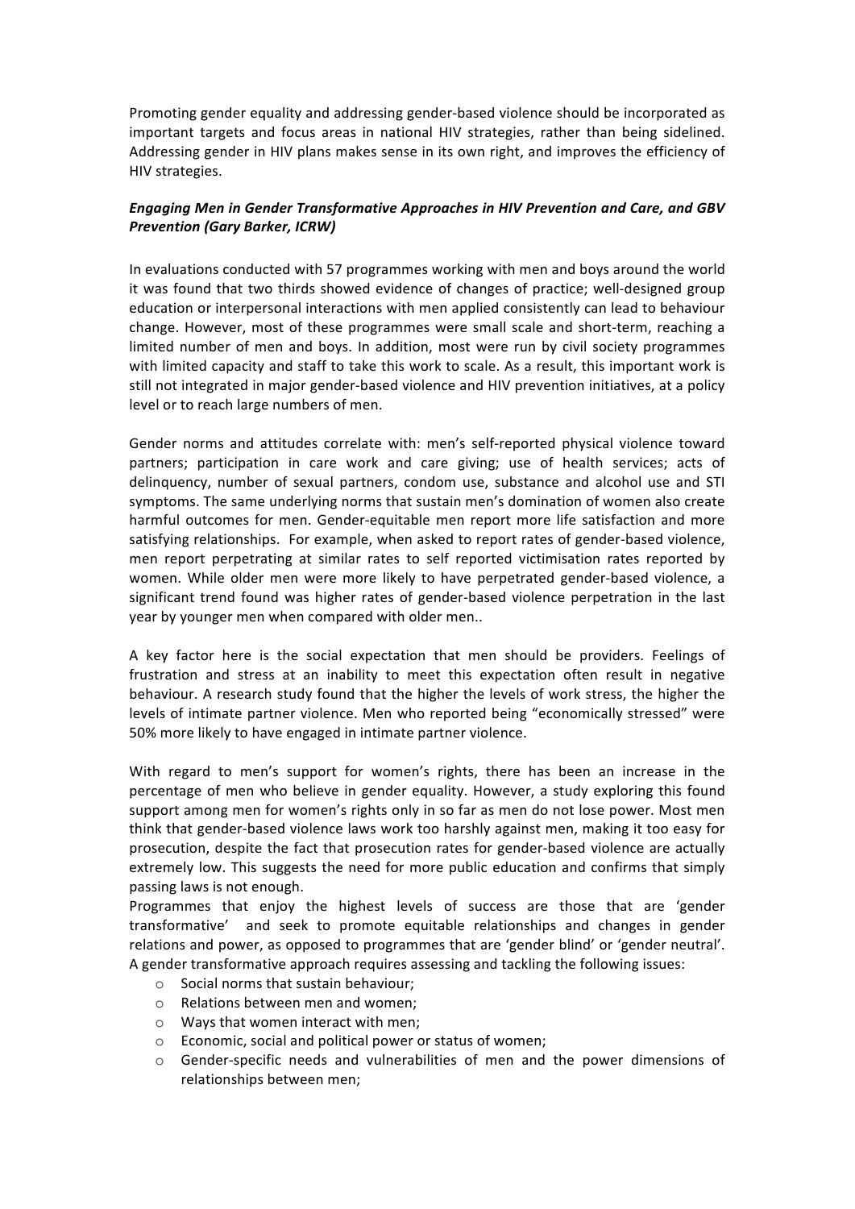Promoting gender equality and addressing gender-based violence should be incorporated as important targets and focus areas in national HIV strategies, rather than being sidelined. Addressing gender in HIV plans makes sense in its own right, and improves the efficiency of HIV strategies.

***Engaging Men in Gender Transformative Approaches in HIV Prevention and Care, and GBV Prevention (Gary Barker, ICRW)***

In evaluations conducted with 57 programmes working with men and boys around the world it was found that two thirds showed evidence of changes of practice; well-designed group education or interpersonal interactions with men applied consistently can lead to behaviour change. However, most of these programmes were small scale and short-term, reaching a limited number of men and boys. In addition, most were run by civil society programmes with limited capacity and staff to take this work to scale. As a result, this important work is still not integrated in major gender-based violence and HIV prevention initiatives, at a policy level or to reach large numbers of men.

Gender norms and attitudes correlate with: men's self-reported physical violence toward partners; participation in care work and care giving; use of health services; acts of delinquency, number of sexual partners, condom use, substance and alcohol use and STI symptoms. The same underlying norms that sustain men's domination of women also create harmful outcomes for men. Gender-equitable men report more life satisfaction and more satisfying relationships. For example, when asked to report rates of gender-based violence, men report perpetrating at similar rates to self reported victimisation rates reported by women. While older men were more likely to have perpetrated gender-based violence, a significant trend found was higher rates of gender-based violence perpetration in the last year by younger men when compared with older men..

A key factor here is the social expectation that men should be providers. Feelings of frustration and stress at an inability to meet this expectation often result in negative behaviour. A research study found that the higher the levels of work stress, the higher the levels of intimate partner violence. Men who reported being "economically stressed" were 50% more likely to have engaged in intimate partner violence.

With regard to men's support for women's rights, there has been an increase in the percentage of men who believe in gender equality. However, a study exploring this found support among men for women's rights only in so far as men do not lose power. Most men think that gender-based violence laws work too harshly against men, making it too easy for prosecution, despite the fact that prosecution rates for gender-based violence are actually extremely low. This suggests the need for more public education and confirms that simply passing laws is not enough.

Programmes that enjoy the highest levels of success are those that are 'gender transformative' and seek to promote equitable relationships and changes in gender relations and power, as opposed to programmes that are 'gender blind' or 'gender neutral'. A gender transformative approach requires assessing and tackling the following issues:

- Social norms that sustain behaviour;
- Relations between men and women;
- Ways that women interact with men;
- Economic, social and political power or status of women;
- Gender-specific needs and vulnerabilities of men and the power dimensions of relationships between men;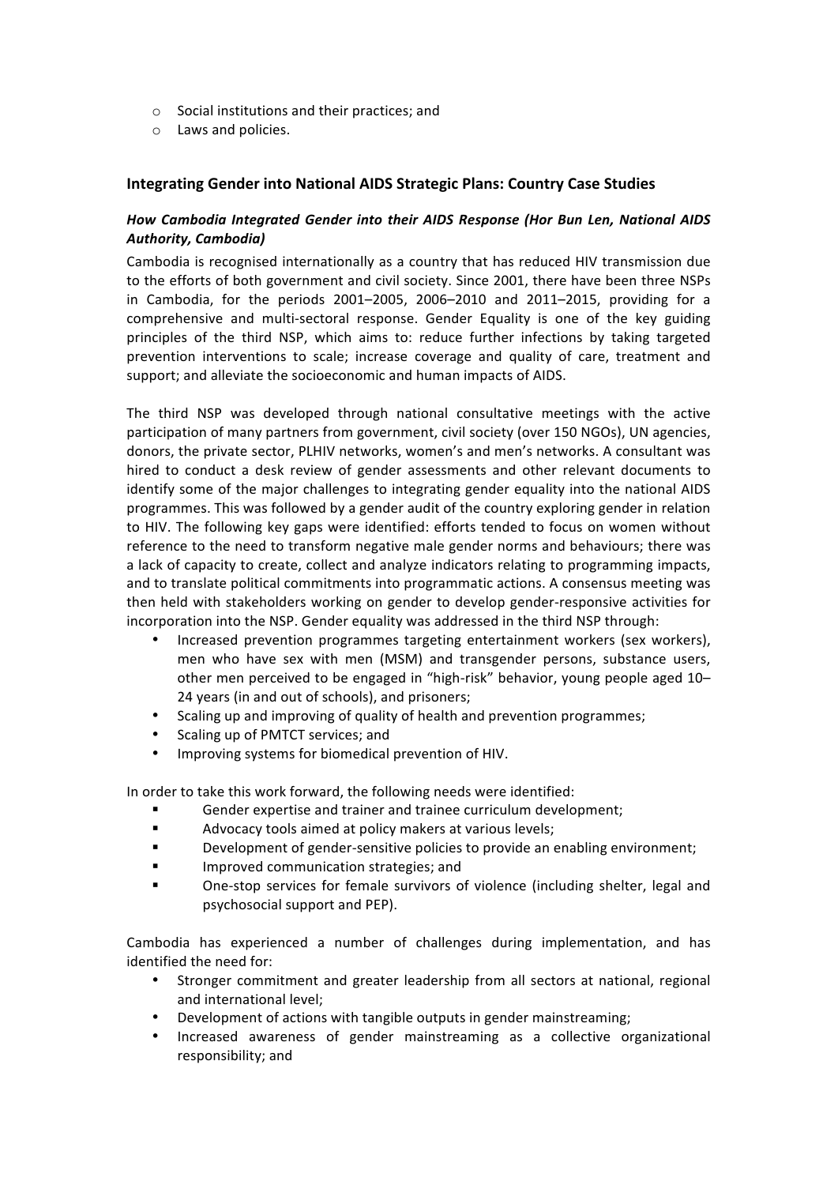- Social institutions and their practices; and
- Laws and policies.

## Integrating Gender into National AIDS Strategic Plans: Country Case Studies

### *How Cambodia Integrated Gender into their AIDS Response (Hor Bun Len, National AIDS Authority, Cambodia)*

Cambodia is recognised internationally as a country that has reduced HIV transmission due to the efforts of both government and civil society. Since 2001, there have been three NSPs in Cambodia, for the periods 2001–2005, 2006–2010 and 2011–2015, providing for a comprehensive and multi-sectoral response. Gender Equality is one of the key guiding principles of the third NSP, which aims to: reduce further infections by taking targeted prevention interventions to scale; increase coverage and quality of care, treatment and support; and alleviate the socioeconomic and human impacts of AIDS.

The third NSP was developed through national consultative meetings with the active participation of many partners from government, civil society (over 150 NGOs), UN agencies, donors, the private sector, PLHIV networks, women's and men's networks. A consultant was hired to conduct a desk review of gender assessments and other relevant documents to identify some of the major challenges to integrating gender equality into the national AIDS programmes. This was followed by a gender audit of the country exploring gender in relation to HIV. The following key gaps were identified: efforts tended to focus on women without reference to the need to transform negative male gender norms and behaviours; there was a lack of capacity to create, collect and analyze indicators relating to programming impacts, and to translate political commitments into programmatic actions. A consensus meeting was then held with stakeholders working on gender to develop gender-responsive activities for incorporation into the NSP. Gender equality was addressed in the third NSP through:

- Increased prevention programmes targeting entertainment workers (sex workers), men who have sex with men (MSM) and transgender persons, substance users, other men perceived to be engaged in "high-risk" behavior, young people aged 10–24 years (in and out of schools), and prisoners;
- Scaling up and improving of quality of health and prevention programmes;
- Scaling up of PMTCT services; and
- Improving systems for biomedical prevention of HIV.

In order to take this work forward, the following needs were identified:

- Gender expertise and trainer and trainee curriculum development;
- Advocacy tools aimed at policy makers at various levels;
- Development of gender-sensitive policies to provide an enabling environment;
- Improved communication strategies; and
- One-stop services for female survivors of violence (including shelter, legal and psychosocial support and PEP).

Cambodia has experienced a number of challenges during implementation, and has identified the need for:

- Stronger commitment and greater leadership from all sectors at national, regional and international level;
- Development of actions with tangible outputs in gender mainstreaming;
- Increased awareness of gender mainstreaming as a collective organizational responsibility; and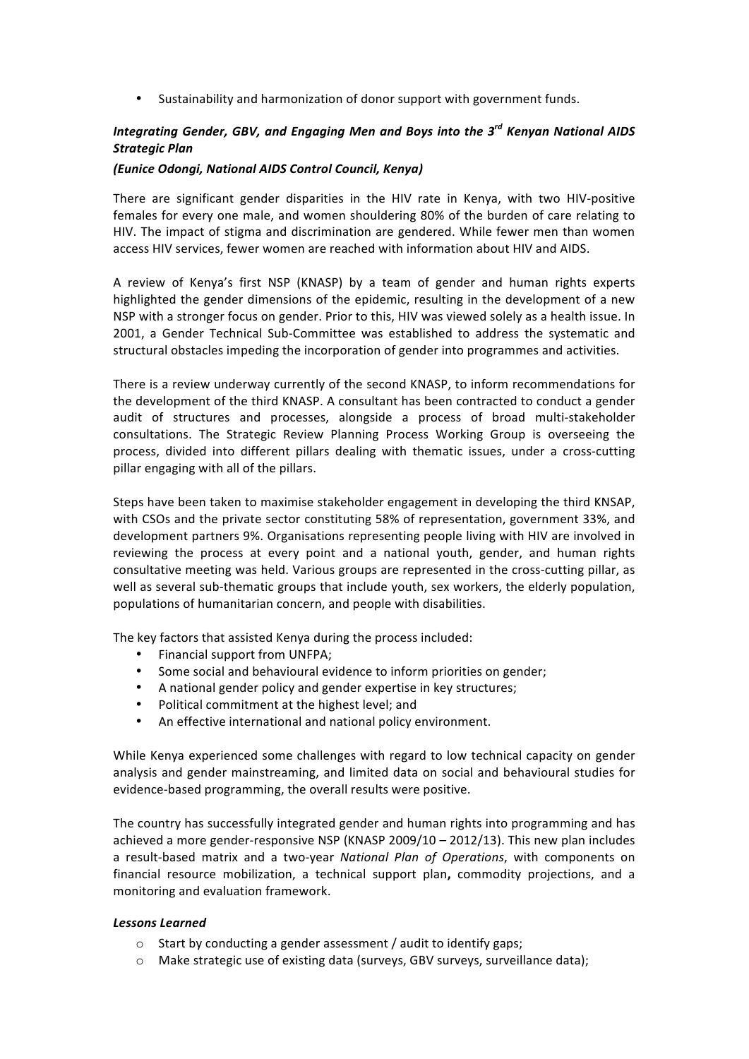- Sustainability and harmonization of donor support with government funds.

### *Integrating Gender, GBV, and Engaging Men and Boys into the 3rd Kenyan National AIDS Strategic Plan*

***(Eunice Odongi, National AIDS Control Council, Kenya)***

There are significant gender disparities in the HIV rate in Kenya, with two HIV-positive females for every one male, and women shouldering 80% of the burden of care relating to HIV. The impact of stigma and discrimination are gendered. While fewer men than women access HIV services, fewer women are reached with information about HIV and AIDS.

A review of Kenya's first NSP (KNASP) by a team of gender and human rights experts highlighted the gender dimensions of the epidemic, resulting in the development of a new NSP with a stronger focus on gender. Prior to this, HIV was viewed solely as a health issue. In 2001, a Gender Technical Sub-Committee was established to address the systematic and structural obstacles impeding the incorporation of gender into programmes and activities.

There is a review underway currently of the second KNASP, to inform recommendations for the development of the third KNASP. A consultant has been contracted to conduct a gender audit of structures and processes, alongside a process of broad multi-stakeholder consultations. The Strategic Review Planning Process Working Group is overseeing the process, divided into different pillars dealing with thematic issues, under a cross-cutting pillar engaging with all of the pillars.

Steps have been taken to maximise stakeholder engagement in developing the third KNSAP, with CSOs and the private sector constituting 58% of representation, government 33%, and development partners 9%. Organisations representing people living with HIV are involved in reviewing the process at every point and a national youth, gender, and human rights consultative meeting was held. Various groups are represented in the cross-cutting pillar, as well as several sub-thematic groups that include youth, sex workers, the elderly population, populations of humanitarian concern, and people with disabilities.

The key factors that assisted Kenya during the process included:

- Financial support from UNFPA;
- Some social and behavioural evidence to inform priorities on gender;
- A national gender policy and gender expertise in key structures;
- Political commitment at the highest level; and
- An effective international and national policy environment.

While Kenya experienced some challenges with regard to low technical capacity on gender analysis and gender mainstreaming, and limited data on social and behavioural studies for evidence-based programming, the overall results were positive.

The country has successfully integrated gender and human rights into programming and has achieved a more gender-responsive NSP (KNASP 2009/10 – 2012/13). This new plan includes a result-based matrix and a two-year *National Plan of Operations*, with components on financial resource mobilization, a technical support plan**,** commodity projections, and a monitoring and evaluation framework.

***Lessons Learned***

- Start by conducting a gender assessment / audit to identify gaps;
- Make strategic use of existing data (surveys, GBV surveys, surveillance data);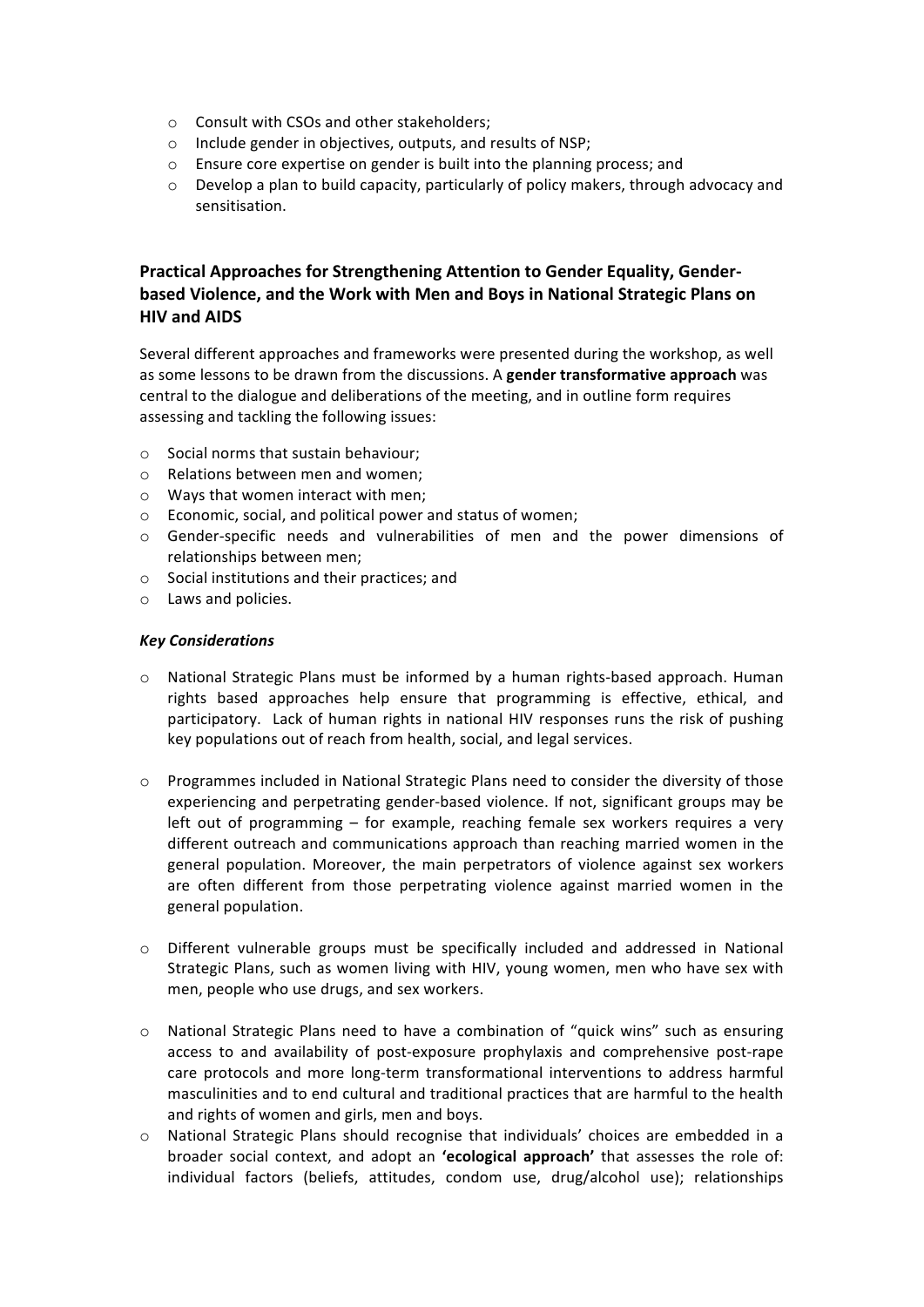- Consult with CSOs and other stakeholders;
- Include gender in objectives, outputs, and results of NSP;
- Ensure core expertise on gender is built into the planning process; and
- Develop a plan to build capacity, particularly of policy makers, through advocacy and sensitisation.

### Practical Approaches for Strengthening Attention to Gender Equality, Gender-based Violence, and the Work with Men and Boys in National Strategic Plans on HIV and AIDS

Several different approaches and frameworks were presented during the workshop, as well as some lessons to be drawn from the discussions. A **gender transformative approach** was central to the dialogue and deliberations of the meeting, and in outline form requires assessing and tackling the following issues:

- Social norms that sustain behaviour;
- Relations between men and women;
- Ways that women interact with men;
- Economic, social, and political power and status of women;
- Gender-specific needs and vulnerabilities of men and the power dimensions of relationships between men;
- Social institutions and their practices; and
- Laws and policies.

#### *Key Considerations*

- National Strategic Plans must be informed by a human rights-based approach. Human rights based approaches help ensure that programming is effective, ethical, and participatory. Lack of human rights in national HIV responses runs the risk of pushing key populations out of reach from health, social, and legal services.

- Programmes included in National Strategic Plans need to consider the diversity of those experiencing and perpetrating gender-based violence. If not, significant groups may be left out of programming – for example, reaching female sex workers requires a very different outreach and communications approach than reaching married women in the general population. Moreover, the main perpetrators of violence against sex workers are often different from those perpetrating violence against married women in the general population.

- Different vulnerable groups must be specifically included and addressed in National Strategic Plans, such as women living with HIV, young women, men who have sex with men, people who use drugs, and sex workers.

- National Strategic Plans need to have a combination of "quick wins" such as ensuring access to and availability of post-exposure prophylaxis and comprehensive post-rape care protocols and more long-term transformational interventions to address harmful masculinities and to end cultural and traditional practices that are harmful to the health and rights of women and girls, men and boys.
- National Strategic Plans should recognise that individuals' choices are embedded in a broader social context, and adopt an **'ecological approach'** that assesses the role of: individual factors (beliefs, attitudes, condom use, drug/alcohol use); relationships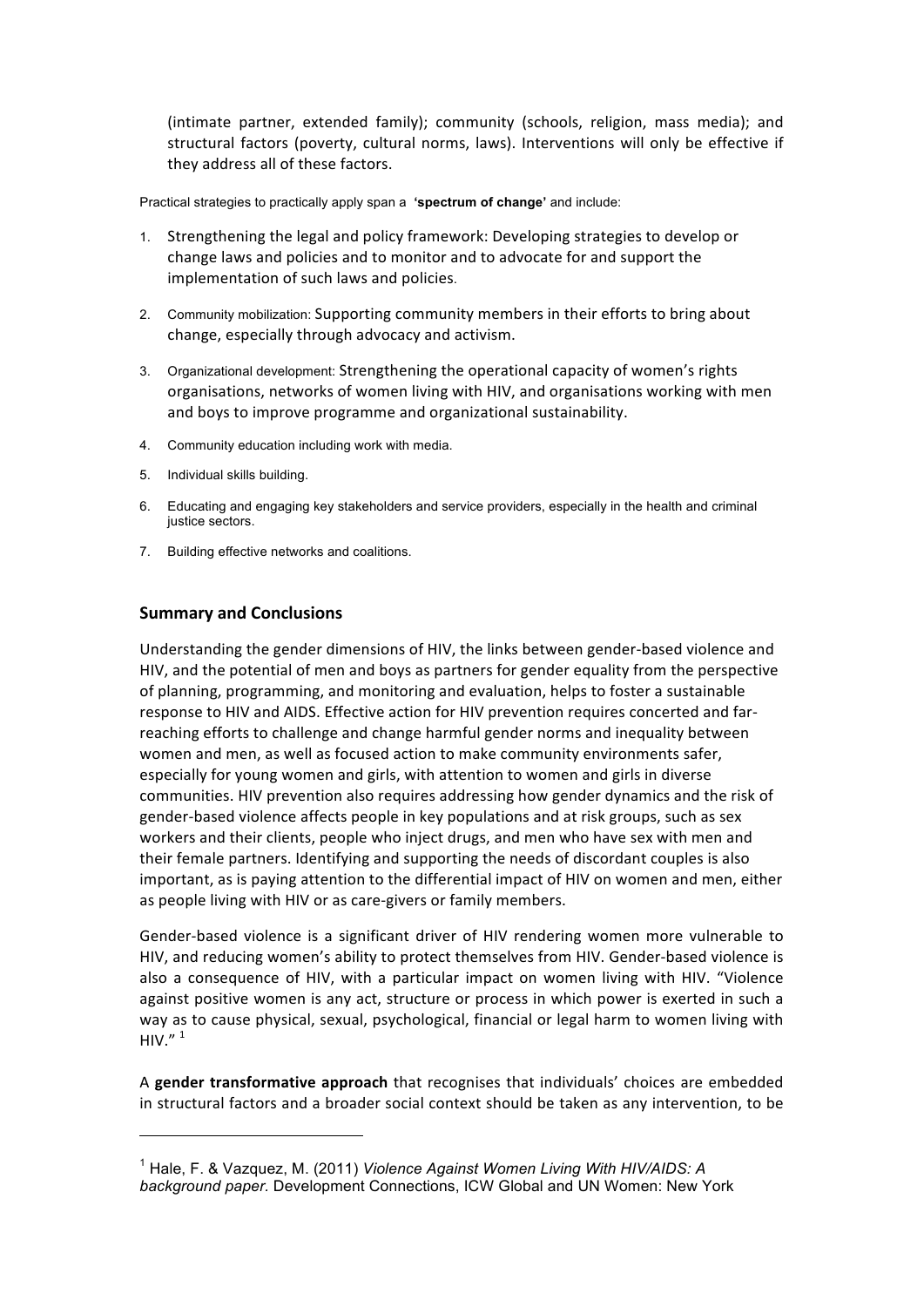(intimate partner, extended family); community (schools, religion, mass media); and structural factors (poverty, cultural norms, laws). Interventions will only be effective if they address all of these factors.

Practical strategies to practically apply span a **'spectrum of change'** and include:

1. Strengthening the legal and policy framework: Developing strategies to develop or change laws and policies and to monitor and to advocate for and support the implementation of such laws and policies.
2. Community mobilization: Supporting community members in their efforts to bring about change, especially through advocacy and activism.
3. Organizational development: Strengthening the operational capacity of women's rights organisations, networks of women living with HIV, and organisations working with men and boys to improve programme and organizational sustainability.
4. Community education including work with media.
5. Individual skills building.
6. Educating and engaging key stakeholders and service providers, especially in the health and criminal justice sectors.
7. Building effective networks and coalitions.

## Summary and Conclusions

Understanding the gender dimensions of HIV, the links between gender-based violence and HIV, and the potential of men and boys as partners for gender equality from the perspective of planning, programming, and monitoring and evaluation, helps to foster a sustainable response to HIV and AIDS. Effective action for HIV prevention requires concerted and far-reaching efforts to challenge and change harmful gender norms and inequality between women and men, as well as focused action to make community environments safer, especially for young women and girls, with attention to women and girls in diverse communities. HIV prevention also requires addressing how gender dynamics and the risk of gender-based violence affects people in key populations and at risk groups, such as sex workers and their clients, people who inject drugs, and men who have sex with men and their female partners. Identifying and supporting the needs of discordant couples is also important, as is paying attention to the differential impact of HIV on women and men, either as people living with HIV or as care-givers or family members.

Gender-based violence is a significant driver of HIV rendering women more vulnerable to HIV, and reducing women's ability to protect themselves from HIV. Gender-based violence is also a consequence of HIV, with a particular impact on women living with HIV. "Violence against positive women is any act, structure or process in which power is exerted in such a way as to cause physical, sexual, psychological, financial or legal harm to women living with HIV." [1]

A **gender transformative approach** that recognises that individuals' choices are embedded in structural factors and a broader social context should be taken as any intervention, to be

[1] Hale, F. & Vazquez, M. (2011) *Violence Against Women Living With HIV/AIDS: A background paper.* Development Connections, ICW Global and UN Women: New York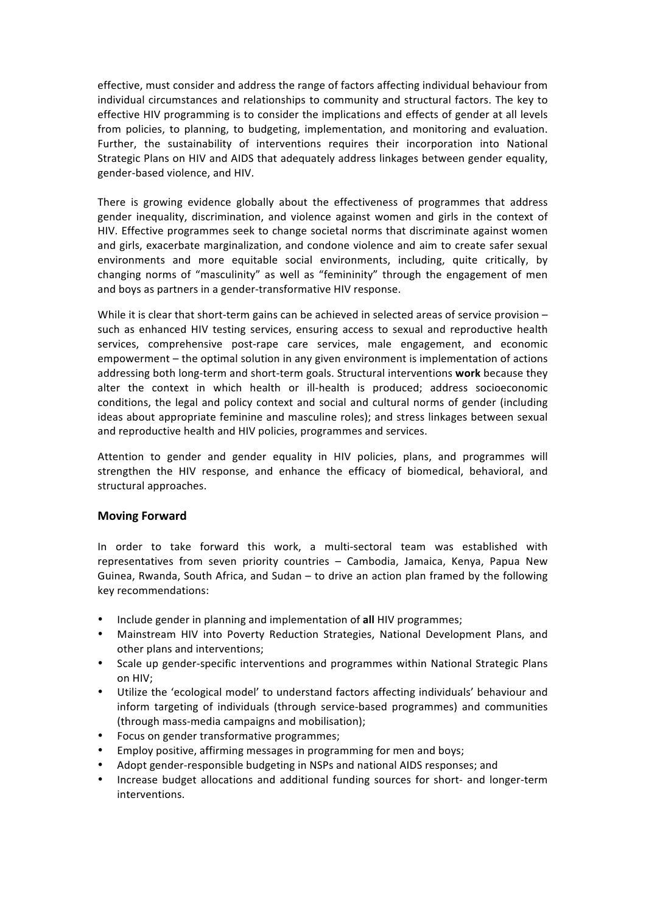effective, must consider and address the range of factors affecting individual behaviour from individual circumstances and relationships to community and structural factors. The key to effective HIV programming is to consider the implications and effects of gender at all levels from policies, to planning, to budgeting, implementation, and monitoring and evaluation. Further, the sustainability of interventions requires their incorporation into National Strategic Plans on HIV and AIDS that adequately address linkages between gender equality, gender-based violence, and HIV.

There is growing evidence globally about the effectiveness of programmes that address gender inequality, discrimination, and violence against women and girls in the context of HIV. Effective programmes seek to change societal norms that discriminate against women and girls, exacerbate marginalization, and condone violence and aim to create safer sexual environments and more equitable social environments, including, quite critically, by changing norms of "masculinity" as well as "femininity" through the engagement of men and boys as partners in a gender-transformative HIV response.

While it is clear that short-term gains can be achieved in selected areas of service provision – such as enhanced HIV testing services, ensuring access to sexual and reproductive health services, comprehensive post-rape care services, male engagement, and economic empowerment – the optimal solution in any given environment is implementation of actions addressing both long-term and short-term goals. Structural interventions **work** because they alter the context in which health or ill-health is produced; address socioeconomic conditions, the legal and policy context and social and cultural norms of gender (including ideas about appropriate feminine and masculine roles); and stress linkages between sexual and reproductive health and HIV policies, programmes and services.

Attention to gender and gender equality in HIV policies, plans, and programmes will strengthen the HIV response, and enhance the efficacy of biomedical, behavioral, and structural approaches.

## Moving Forward

In order to take forward this work, a multi-sectoral team was established with representatives from seven priority countries – Cambodia, Jamaica, Kenya, Papua New Guinea, Rwanda, South Africa, and Sudan – to drive an action plan framed by the following key recommendations:

- Include gender in planning and implementation of **all** HIV programmes;
- Mainstream HIV into Poverty Reduction Strategies, National Development Plans, and other plans and interventions;
- Scale up gender-specific interventions and programmes within National Strategic Plans on HIV;
- Utilize the 'ecological model' to understand factors affecting individuals' behaviour and inform targeting of individuals (through service-based programmes) and communities (through mass-media campaigns and mobilisation);
- Focus on gender transformative programmes;
- Employ positive, affirming messages in programming for men and boys;
- Adopt gender-responsible budgeting in NSPs and national AIDS responses; and
- Increase budget allocations and additional funding sources for short- and longer-term interventions.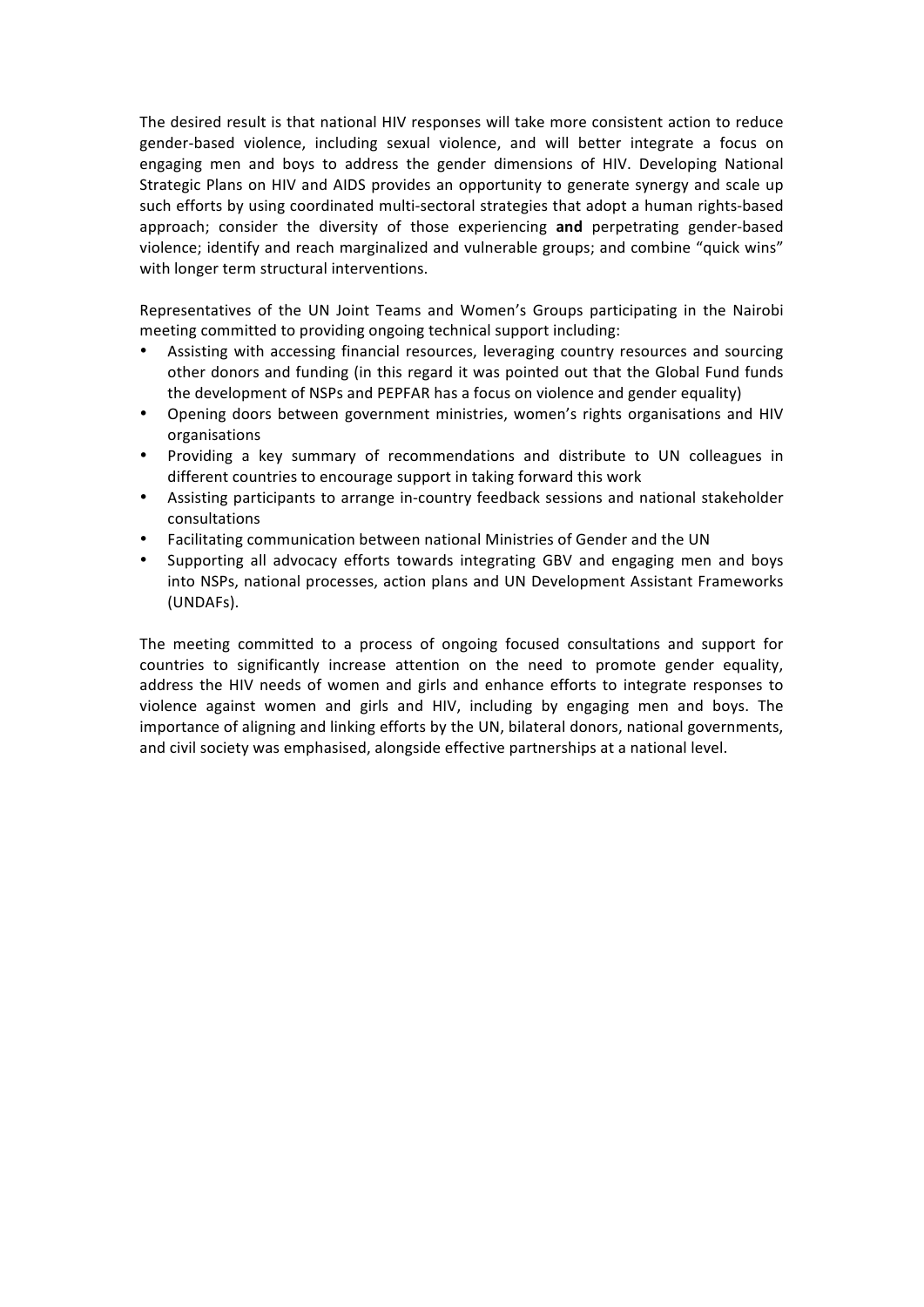The desired result is that national HIV responses will take more consistent action to reduce gender-based violence, including sexual violence, and will better integrate a focus on engaging men and boys to address the gender dimensions of HIV. Developing National Strategic Plans on HIV and AIDS provides an opportunity to generate synergy and scale up such efforts by using coordinated multi-sectoral strategies that adopt a human rights-based approach; consider the diversity of those experiencing **and** perpetrating gender-based violence; identify and reach marginalized and vulnerable groups; and combine "quick wins" with longer term structural interventions.

Representatives of the UN Joint Teams and Women's Groups participating in the Nairobi meeting committed to providing ongoing technical support including:

- Assisting with accessing financial resources, leveraging country resources and sourcing other donors and funding (in this regard it was pointed out that the Global Fund funds the development of NSPs and PEPFAR has a focus on violence and gender equality)
- Opening doors between government ministries, women's rights organisations and HIV organisations
- Providing a key summary of recommendations and distribute to UN colleagues in different countries to encourage support in taking forward this work
- Assisting participants to arrange in-country feedback sessions and national stakeholder consultations
- Facilitating communication between national Ministries of Gender and the UN
- Supporting all advocacy efforts towards integrating GBV and engaging men and boys into NSPs, national processes, action plans and UN Development Assistant Frameworks (UNDAFs).

The meeting committed to a process of ongoing focused consultations and support for countries to significantly increase attention on the need to promote gender equality, address the HIV needs of women and girls and enhance efforts to integrate responses to violence against women and girls and HIV, including by engaging men and boys. The importance of aligning and linking efforts by the UN, bilateral donors, national governments, and civil society was emphasised, alongside effective partnerships at a national level.